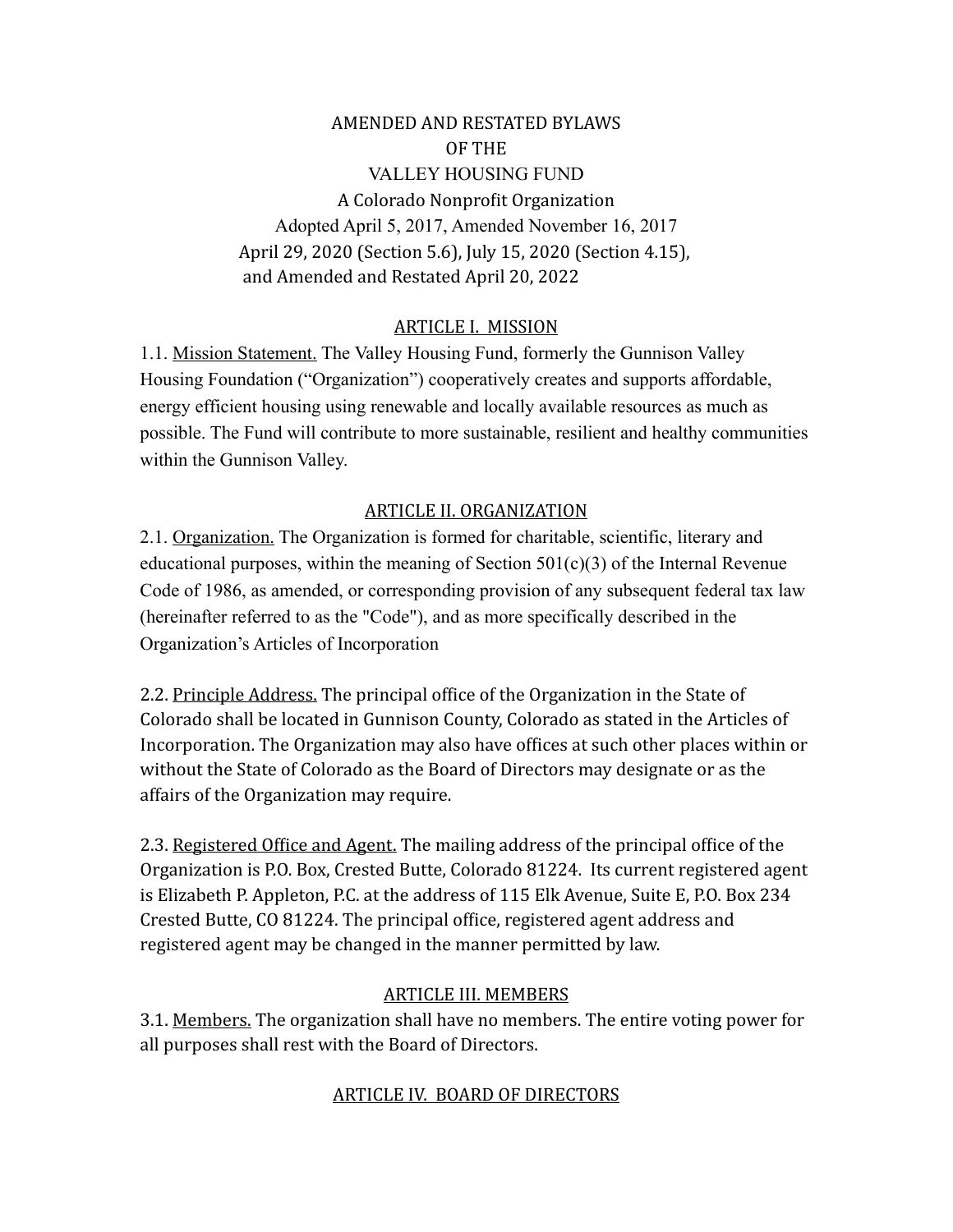# AMENDED AND RESTATED BYLAWS
# OF THE
# VALLEY HOUSING FUND

A Colorado Nonprofit Organization

Adopted April 5, 2017, Amended November 16, 2017
April 29, 2020 (Section 5.6), July 15, 2020 (Section 4.15),
and Amended and Restated April 20, 2022

## ARTICLE I. MISSION

1.1. Mission Statement. The Valley Housing Fund, formerly the Gunnison Valley Housing Foundation ("Organization") cooperatively creates and supports affordable, energy efficient housing using renewable and locally available resources as much as possible. The Fund will contribute to more sustainable, resilient and healthy communities within the Gunnison Valley.

## ARTICLE II. ORGANIZATION

2.1. Organization. The Organization is formed for charitable, scientific, literary and educational purposes, within the meaning of Section 501(c)(3) of the Internal Revenue Code of 1986, as amended, or corresponding provision of any subsequent federal tax law (hereinafter referred to as the "Code"), and as more specifically described in the Organization's Articles of Incorporation

2.2. Principle Address. The principal office of the Organization in the State of Colorado shall be located in Gunnison County, Colorado as stated in the Articles of Incorporation. The Organization may also have offices at such other places within or without the State of Colorado as the Board of Directors may designate or as the affairs of the Organization may require.

2.3. Registered Office and Agent. The mailing address of the principal office of the Organization is P.O. Box, Crested Butte, Colorado 81224. Its current registered agent is Elizabeth P. Appleton, P.C. at the address of 115 Elk Avenue, Suite E, P.O. Box 234 Crested Butte, CO 81224. The principal office, registered agent address and registered agent may be changed in the manner permitted by law.

## ARTICLE III. MEMBERS

3.1. Members. The organization shall have no members. The entire voting power for all purposes shall rest with the Board of Directors.

## ARTICLE IV. BOARD OF DIRECTORS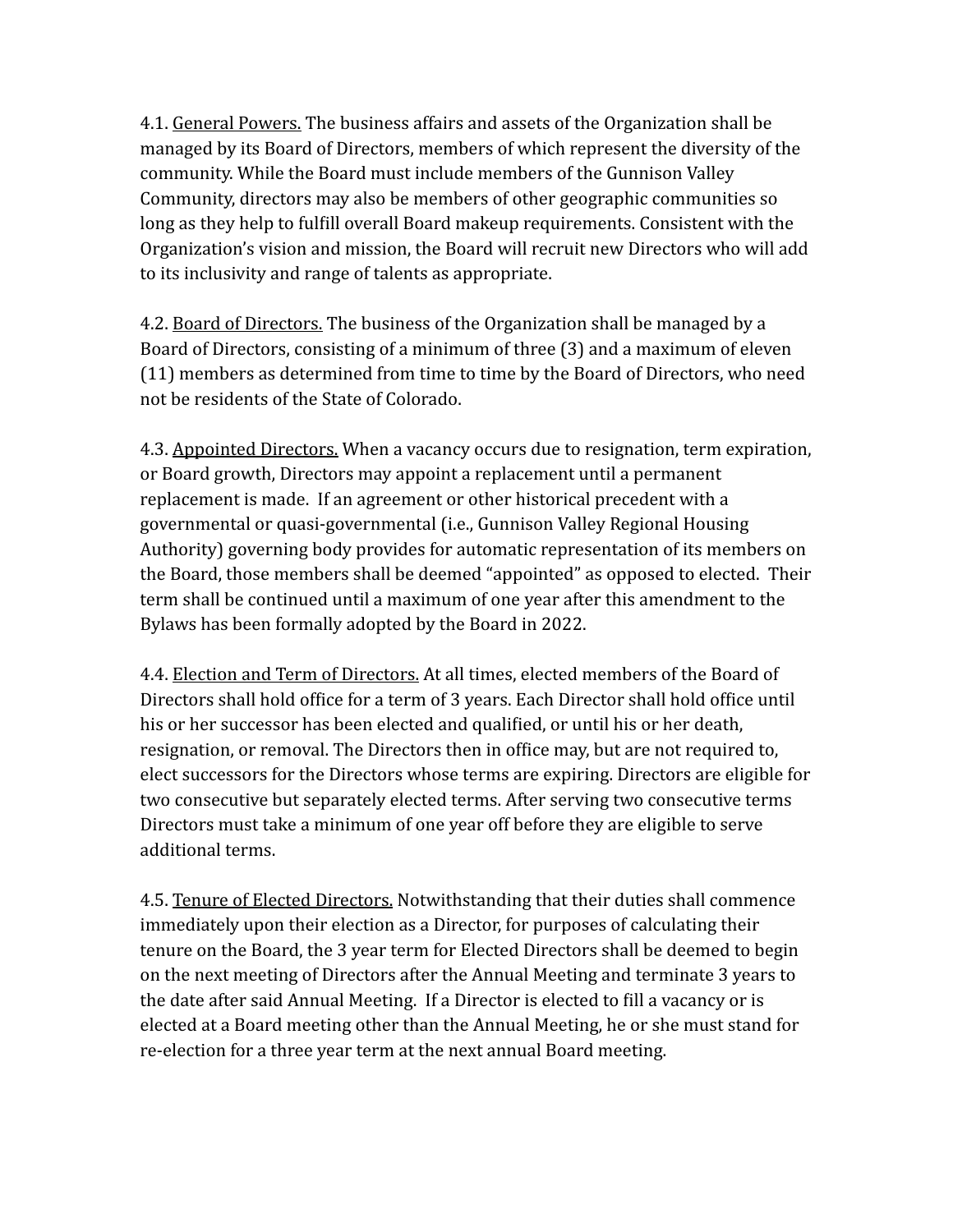4.1. <u>General Powers.</u> The business affairs and assets of the Organization shall be managed by its Board of Directors, members of which represent the diversity of the community. While the Board must include members of the Gunnison Valley Community, directors may also be members of other geographic communities so long as they help to fulfill overall Board makeup requirements. Consistent with the Organization's vision and mission, the Board will recruit new Directors who will add to its inclusivity and range of talents as appropriate.

4.2. <u>Board of Directors.</u> The business of the Organization shall be managed by a Board of Directors, consisting of a minimum of three (3) and a maximum of eleven (11) members as determined from time to time by the Board of Directors, who need not be residents of the State of Colorado.

4.3. <u>Appointed Directors.</u> When a vacancy occurs due to resignation, term expiration, or Board growth, Directors may appoint a replacement until a permanent replacement is made. If an agreement or other historical precedent with a governmental or quasi-governmental (i.e., Gunnison Valley Regional Housing Authority) governing body provides for automatic representation of its members on the Board, those members shall be deemed "appointed" as opposed to elected. Their term shall be continued until a maximum of one year after this amendment to the Bylaws has been formally adopted by the Board in 2022.

4.4. <u>Election and Term of Directors.</u> At all times, elected members of the Board of Directors shall hold office for a term of 3 years. Each Director shall hold office until his or her successor has been elected and qualified, or until his or her death, resignation, or removal. The Directors then in office may, but are not required to, elect successors for the Directors whose terms are expiring. Directors are eligible for two consecutive but separately elected terms. After serving two consecutive terms Directors must take a minimum of one year off before they are eligible to serve additional terms.

4.5. <u>Tenure of Elected Directors.</u> Notwithstanding that their duties shall commence immediately upon their election as a Director, for purposes of calculating their tenure on the Board, the 3 year term for Elected Directors shall be deemed to begin on the next meeting of Directors after the Annual Meeting and terminate 3 years to the date after said Annual Meeting. If a Director is elected to fill a vacancy or is elected at a Board meeting other than the Annual Meeting, he or she must stand for re-election for a three year term at the next annual Board meeting.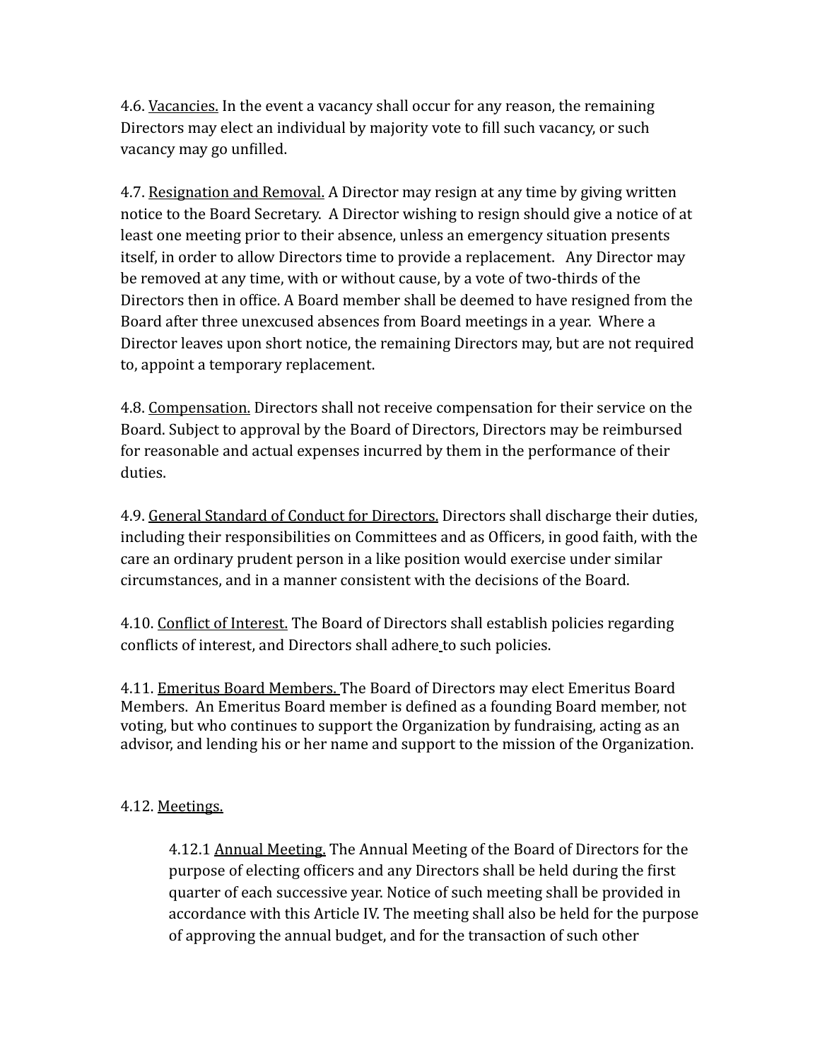4.6. Vacancies. In the event a vacancy shall occur for any reason, the remaining Directors may elect an individual by majority vote to fill such vacancy, or such vacancy may go unfilled.

4.7. Resignation and Removal. A Director may resign at any time by giving written notice to the Board Secretary. A Director wishing to resign should give a notice of at least one meeting prior to their absence, unless an emergency situation presents itself, in order to allow Directors time to provide a replacement. Any Director may be removed at any time, with or without cause, by a vote of two-thirds of the Directors then in office. A Board member shall be deemed to have resigned from the Board after three unexcused absences from Board meetings in a year. Where a Director leaves upon short notice, the remaining Directors may, but are not required to, appoint a temporary replacement.

4.8. Compensation. Directors shall not receive compensation for their service on the Board. Subject to approval by the Board of Directors, Directors may be reimbursed for reasonable and actual expenses incurred by them in the performance of their duties.

4.9. General Standard of Conduct for Directors. Directors shall discharge their duties, including their responsibilities on Committees and as Officers, in good faith, with the care an ordinary prudent person in a like position would exercise under similar circumstances, and in a manner consistent with the decisions of the Board.

4.10. Conflict of Interest. The Board of Directors shall establish policies regarding conflicts of interest, and Directors shall adhere to such policies.

4.11. Emeritus Board Members. The Board of Directors may elect Emeritus Board Members. An Emeritus Board member is defined as a founding Board member, not voting, but who continues to support the Organization by fundraising, acting as an advisor, and lending his or her name and support to the mission of the Organization.

4.12. Meetings.

4.12.1 Annual Meeting. The Annual Meeting of the Board of Directors for the purpose of electing officers and any Directors shall be held during the first quarter of each successive year. Notice of such meeting shall be provided in accordance with this Article IV. The meeting shall also be held for the purpose of approving the annual budget, and for the transaction of such other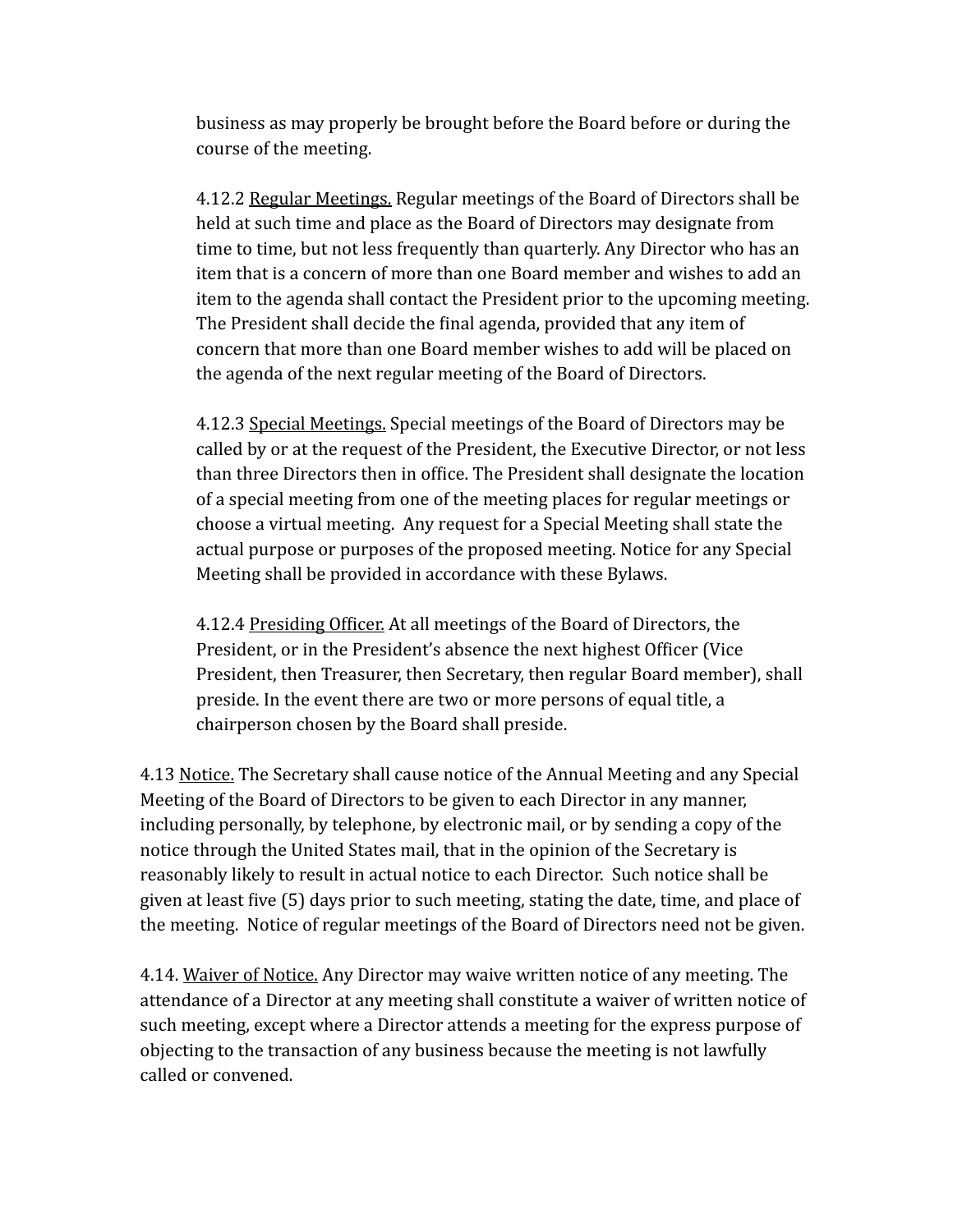business as may properly be brought before the Board before or during the course of the meeting.

4.12.2 Regular Meetings. Regular meetings of the Board of Directors shall be held at such time and place as the Board of Directors may designate from time to time, but not less frequently than quarterly. Any Director who has an item that is a concern of more than one Board member and wishes to add an item to the agenda shall contact the President prior to the upcoming meeting. The President shall decide the final agenda, provided that any item of concern that more than one Board member wishes to add will be placed on the agenda of the next regular meeting of the Board of Directors.

4.12.3 Special Meetings. Special meetings of the Board of Directors may be called by or at the request of the President, the Executive Director, or not less than three Directors then in office. The President shall designate the location of a special meeting from one of the meeting places for regular meetings or choose a virtual meeting. Any request for a Special Meeting shall state the actual purpose or purposes of the proposed meeting. Notice for any Special Meeting shall be provided in accordance with these Bylaws.

4.12.4 Presiding Officer. At all meetings of the Board of Directors, the President, or in the President's absence the next highest Officer (Vice President, then Treasurer, then Secretary, then regular Board member), shall preside. In the event there are two or more persons of equal title, a chairperson chosen by the Board shall preside.

4.13 Notice. The Secretary shall cause notice of the Annual Meeting and any Special Meeting of the Board of Directors to be given to each Director in any manner, including personally, by telephone, by electronic mail, or by sending a copy of the notice through the United States mail, that in the opinion of the Secretary is reasonably likely to result in actual notice to each Director. Such notice shall be given at least five (5) days prior to such meeting, stating the date, time, and place of the meeting. Notice of regular meetings of the Board of Directors need not be given.

4.14. Waiver of Notice. Any Director may waive written notice of any meeting. The attendance of a Director at any meeting shall constitute a waiver of written notice of such meeting, except where a Director attends a meeting for the express purpose of objecting to the transaction of any business because the meeting is not lawfully called or convened.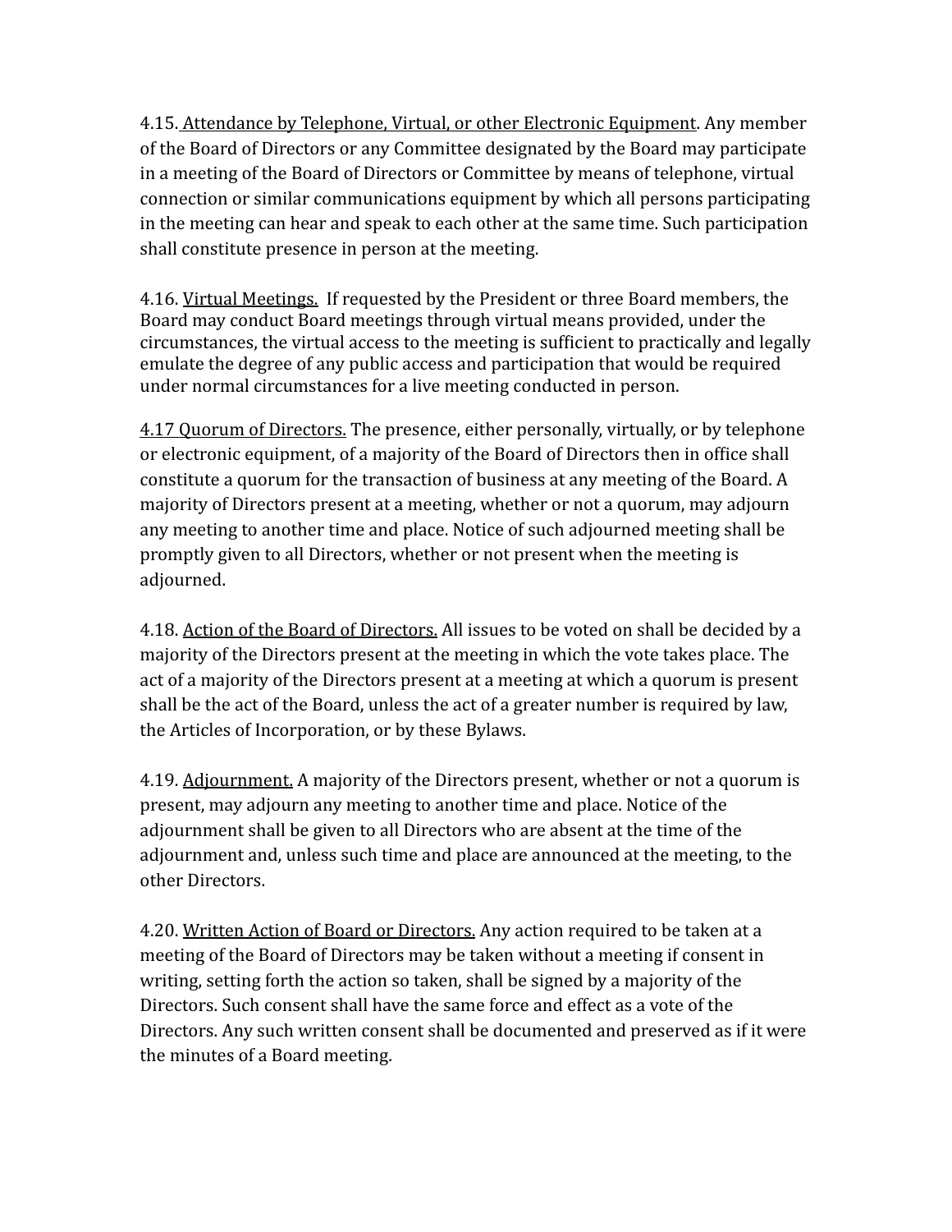4.15. <u>Attendance by Telephone, Virtual, or other Electronic Equipment</u>. Any member of the Board of Directors or any Committee designated by the Board may participate in a meeting of the Board of Directors or Committee by means of telephone, virtual connection or similar communications equipment by which all persons participating in the meeting can hear and speak to each other at the same time. Such participation shall constitute presence in person at the meeting.

4.16. <u>Virtual Meetings.</u> If requested by the President or three Board members, the Board may conduct Board meetings through virtual means provided, under the circumstances, the virtual access to the meeting is sufficient to practically and legally emulate the degree of any public access and participation that would be required under normal circumstances for a live meeting conducted in person.

<u>4.17 Quorum of Directors.</u> The presence, either personally, virtually, or by telephone or electronic equipment, of a majority of the Board of Directors then in office shall constitute a quorum for the transaction of business at any meeting of the Board. A majority of Directors present at a meeting, whether or not a quorum, may adjourn any meeting to another time and place. Notice of such adjourned meeting shall be promptly given to all Directors, whether or not present when the meeting is adjourned.

4.18. <u>Action of the Board of Directors.</u> All issues to be voted on shall be decided by a majority of the Directors present at the meeting in which the vote takes place. The act of a majority of the Directors present at a meeting at which a quorum is present shall be the act of the Board, unless the act of a greater number is required by law, the Articles of Incorporation, or by these Bylaws.

4.19. <u>Adjournment.</u> A majority of the Directors present, whether or not a quorum is present, may adjourn any meeting to another time and place. Notice of the adjournment shall be given to all Directors who are absent at the time of the adjournment and, unless such time and place are announced at the meeting, to the other Directors.

4.20. <u>Written Action of Board or Directors.</u> Any action required to be taken at a meeting of the Board of Directors may be taken without a meeting if consent in writing, setting forth the action so taken, shall be signed by a majority of the Directors. Such consent shall have the same force and effect as a vote of the Directors. Any such written consent shall be documented and preserved as if it were the minutes of a Board meeting.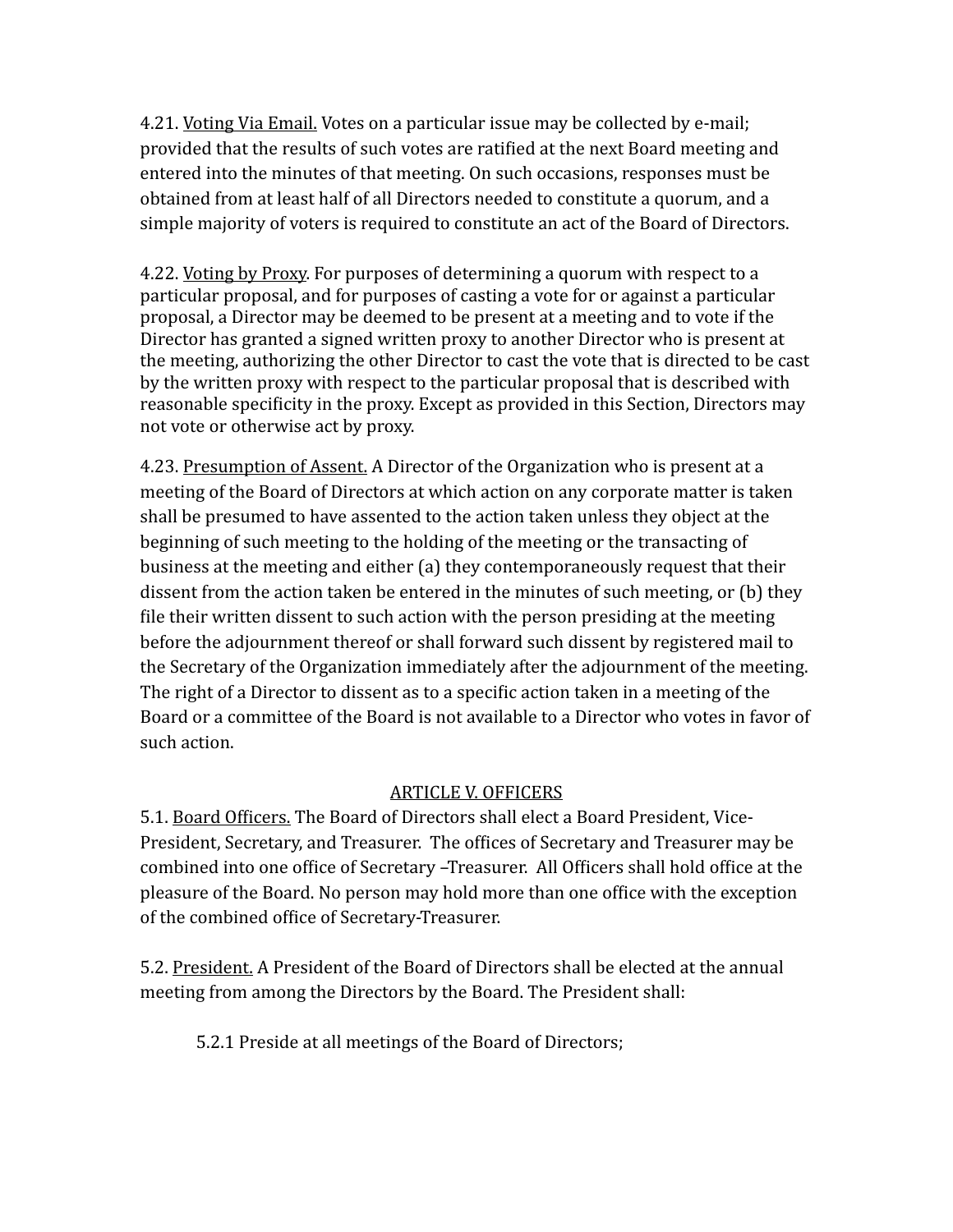4.21. <u>Voting Via Email.</u> Votes on a particular issue may be collected by e-mail; provided that the results of such votes are ratified at the next Board meeting and entered into the minutes of that meeting. On such occasions, responses must be obtained from at least half of all Directors needed to constitute a quorum, and a simple majority of voters is required to constitute an act of the Board of Directors.

4.22. <u>Voting by Proxy</u>. For purposes of determining a quorum with respect to a particular proposal, and for purposes of casting a vote for or against a particular proposal, a Director may be deemed to be present at a meeting and to vote if the Director has granted a signed written proxy to another Director who is present at the meeting, authorizing the other Director to cast the vote that is directed to be cast by the written proxy with respect to the particular proposal that is described with reasonable specificity in the proxy. Except as provided in this Section, Directors may not vote or otherwise act by proxy.

4.23. <u>Presumption of Assent.</u> A Director of the Organization who is present at a meeting of the Board of Directors at which action on any corporate matter is taken shall be presumed to have assented to the action taken unless they object at the beginning of such meeting to the holding of the meeting or the transacting of business at the meeting and either (a) they contemporaneously request that their dissent from the action taken be entered in the minutes of such meeting, or (b) they file their written dissent to such action with the person presiding at the meeting before the adjournment thereof or shall forward such dissent by registered mail to the Secretary of the Organization immediately after the adjournment of the meeting. The right of a Director to dissent as to a specific action taken in a meeting of the Board or a committee of the Board is not available to a Director who votes in favor of such action.

## <u>ARTICLE V. OFFICERS</u>

5.1. <u>Board Officers.</u> The Board of Directors shall elect a Board President, Vice-President, Secretary, and Treasurer. The offices of Secretary and Treasurer may be combined into one office of Secretary –Treasurer. All Officers shall hold office at the pleasure of the Board. No person may hold more than one office with the exception of the combined office of Secretary-Treasurer.

5.2. <u>President.</u> A President of the Board of Directors shall be elected at the annual meeting from among the Directors by the Board. The President shall:

5.2.1 Preside at all meetings of the Board of Directors;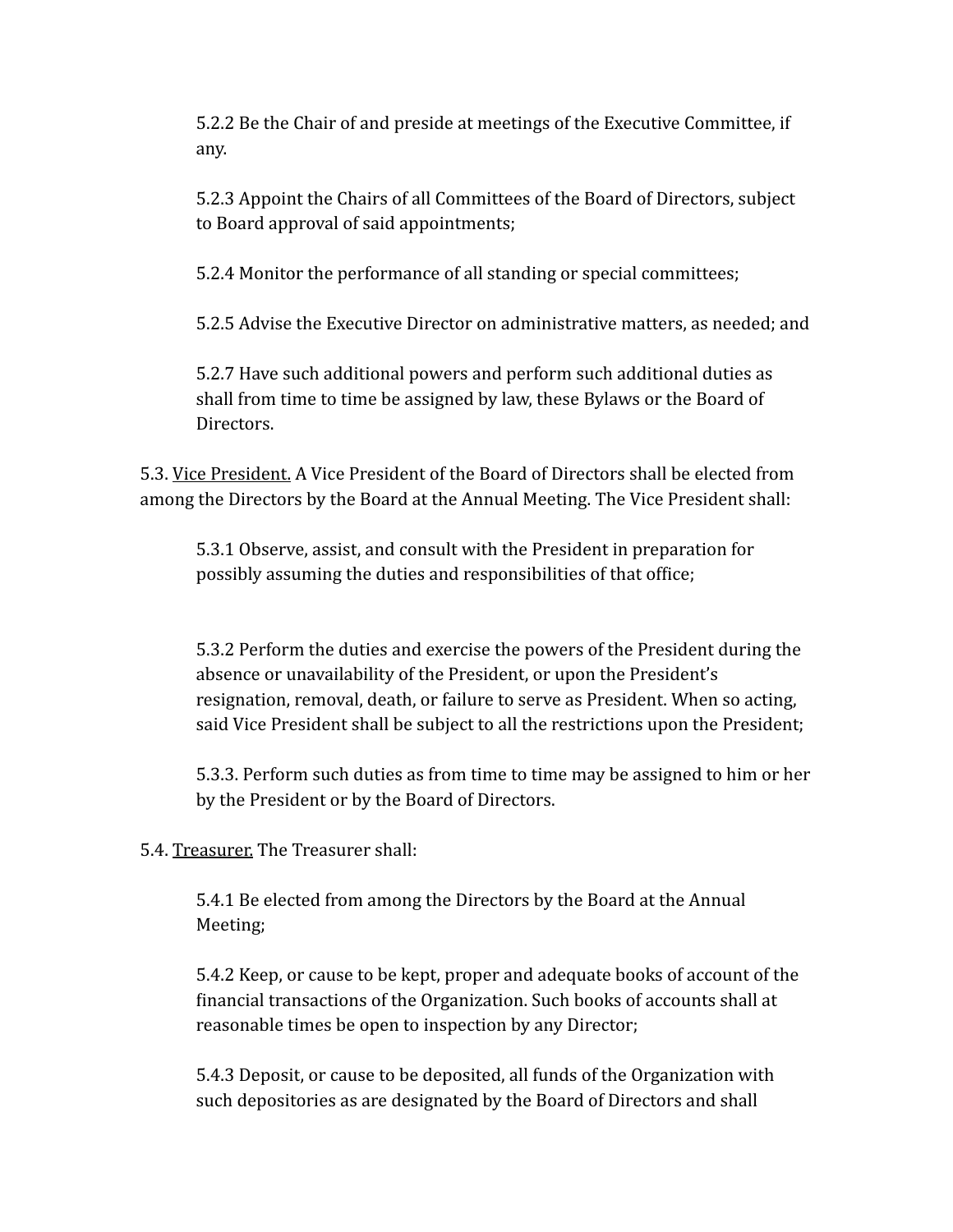5.2.2 Be the Chair of and preside at meetings of the Executive Committee, if any.

5.2.3 Appoint the Chairs of all Committees of the Board of Directors, subject to Board approval of said appointments;

5.2.4 Monitor the performance of all standing or special committees;

5.2.5 Advise the Executive Director on administrative matters, as needed; and

5.2.7 Have such additional powers and perform such additional duties as shall from time to time be assigned by law, these Bylaws or the Board of Directors.

5.3. <u>Vice President.</u> A Vice President of the Board of Directors shall be elected from among the Directors by the Board at the Annual Meeting. The Vice President shall:

5.3.1 Observe, assist, and consult with the President in preparation for possibly assuming the duties and responsibilities of that office;

5.3.2 Perform the duties and exercise the powers of the President during the absence or unavailability of the President, or upon the President's resignation, removal, death, or failure to serve as President. When so acting, said Vice President shall be subject to all the restrictions upon the President;

5.3.3. Perform such duties as from time to time may be assigned to him or her by the President or by the Board of Directors.

5.4. <u>Treasurer.</u> The Treasurer shall:

5.4.1 Be elected from among the Directors by the Board at the Annual Meeting;

5.4.2 Keep, or cause to be kept, proper and adequate books of account of the financial transactions of the Organization. Such books of accounts shall at reasonable times be open to inspection by any Director;

5.4.3 Deposit, or cause to be deposited, all funds of the Organization with such depositories as are designated by the Board of Directors and shall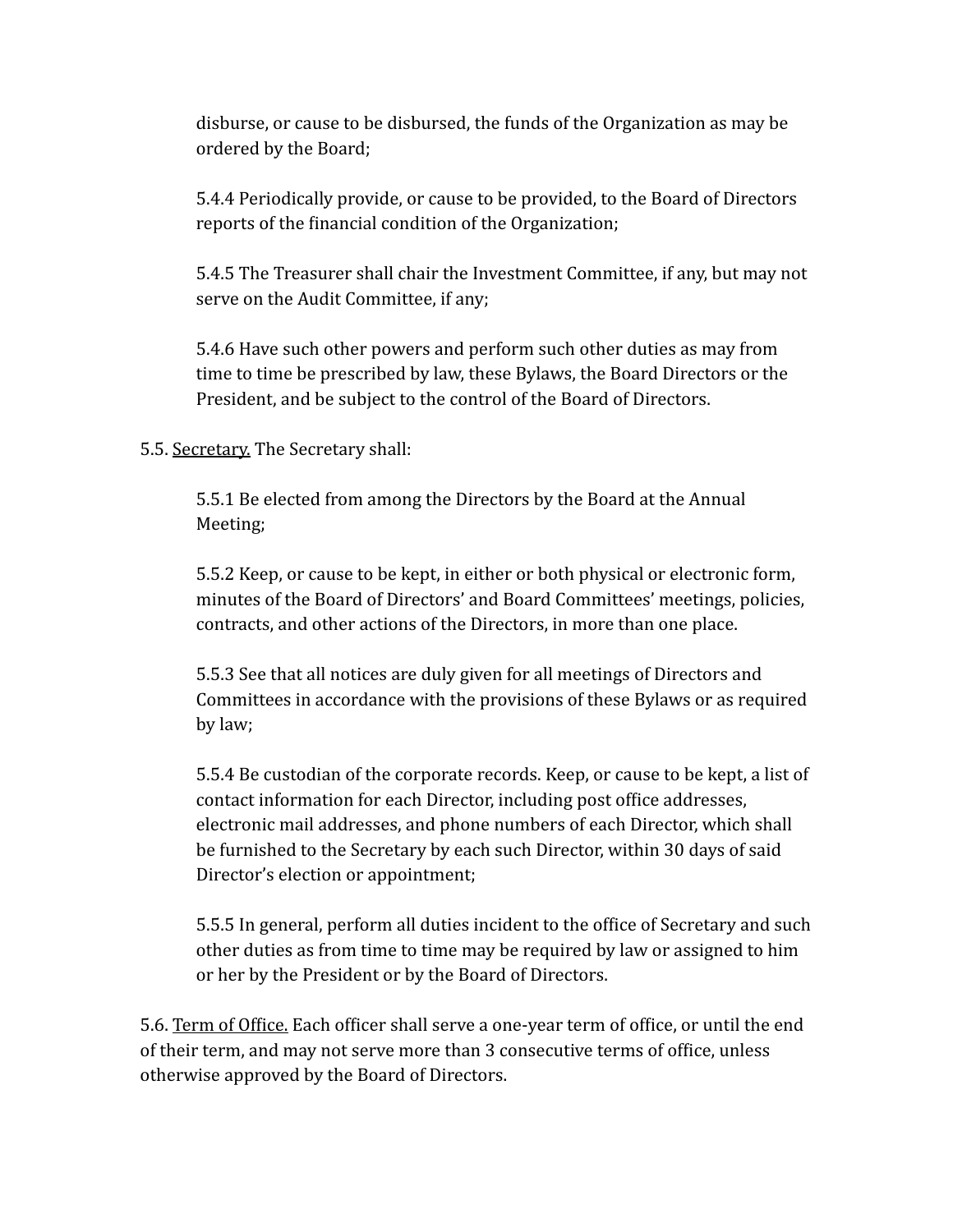disburse, or cause to be disbursed, the funds of the Organization as may be ordered by the Board;

5.4.4 Periodically provide, or cause to be provided, to the Board of Directors reports of the financial condition of the Organization;

5.4.5 The Treasurer shall chair the Investment Committee, if any, but may not serve on the Audit Committee, if any;

5.4.6 Have such other powers and perform such other duties as may from time to time be prescribed by law, these Bylaws, the Board Directors or the President, and be subject to the control of the Board of Directors.

5.5. Secretary. The Secretary shall:

5.5.1 Be elected from among the Directors by the Board at the Annual Meeting;

5.5.2 Keep, or cause to be kept, in either or both physical or electronic form, minutes of the Board of Directors' and Board Committees' meetings, policies, contracts, and other actions of the Directors, in more than one place.

5.5.3 See that all notices are duly given for all meetings of Directors and Committees in accordance with the provisions of these Bylaws or as required by law;

5.5.4 Be custodian of the corporate records. Keep, or cause to be kept, a list of contact information for each Director, including post office addresses, electronic mail addresses, and phone numbers of each Director, which shall be furnished to the Secretary by each such Director, within 30 days of said Director's election or appointment;

5.5.5 In general, perform all duties incident to the office of Secretary and such other duties as from time to time may be required by law or assigned to him or her by the President or by the Board of Directors.

5.6. Term of Office. Each officer shall serve a one-year term of office, or until the end of their term, and may not serve more than 3 consecutive terms of office, unless otherwise approved by the Board of Directors.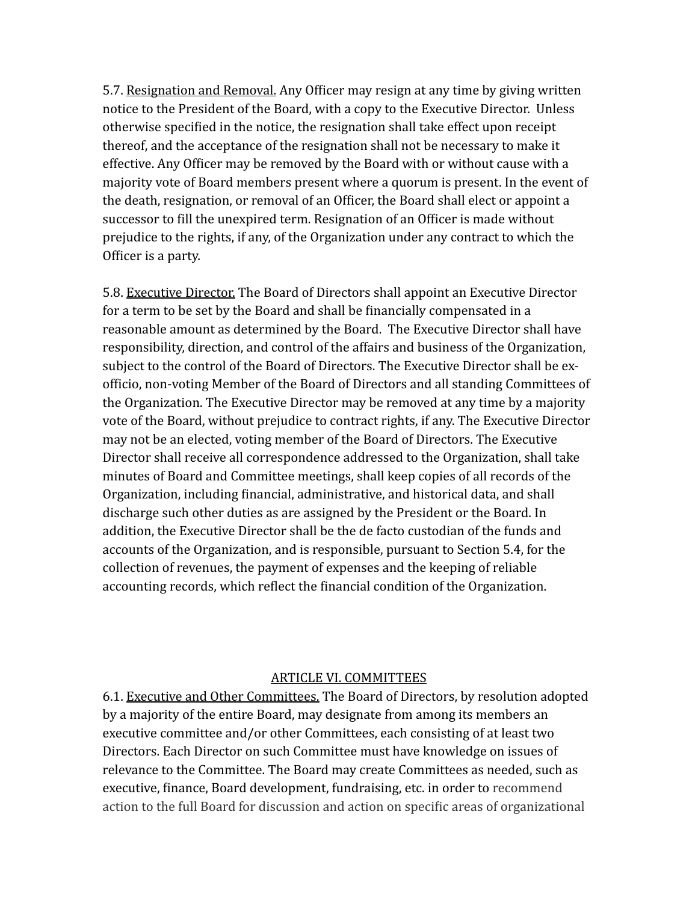5.7. <u>Resignation and Removal.</u> Any Officer may resign at any time by giving written notice to the President of the Board, with a copy to the Executive Director. Unless otherwise specified in the notice, the resignation shall take effect upon receipt thereof, and the acceptance of the resignation shall not be necessary to make it effective. Any Officer may be removed by the Board with or without cause with a majority vote of Board members present where a quorum is present. In the event of the death, resignation, or removal of an Officer, the Board shall elect or appoint a successor to fill the unexpired term. Resignation of an Officer is made without prejudice to the rights, if any, of the Organization under any contract to which the Officer is a party.

5.8. <u>Executive Director.</u> The Board of Directors shall appoint an Executive Director for a term to be set by the Board and shall be financially compensated in a reasonable amount as determined by the Board. The Executive Director shall have responsibility, direction, and control of the affairs and business of the Organization, subject to the control of the Board of Directors. The Executive Director shall be ex-officio, non-voting Member of the Board of Directors and all standing Committees of the Organization. The Executive Director may be removed at any time by a majority vote of the Board, without prejudice to contract rights, if any. The Executive Director may not be an elected, voting member of the Board of Directors. The Executive Director shall receive all correspondence addressed to the Organization, shall take minutes of Board and Committee meetings, shall keep copies of all records of the Organization, including financial, administrative, and historical data, and shall discharge such other duties as are assigned by the President or the Board. In addition, the Executive Director shall be the de facto custodian of the funds and accounts of the Organization, and is responsible, pursuant to Section 5.4, for the collection of revenues, the payment of expenses and the keeping of reliable accounting records, which reflect the financial condition of the Organization.

## <u>ARTICLE VI. COMMITTEES</u>

6.1. <u>Executive and Other Committees.</u> The Board of Directors, by resolution adopted by a majority of the entire Board, may designate from among its members an executive committee and/or other Committees, each consisting of at least two Directors. Each Director on such Committee must have knowledge on issues of relevance to the Committee. The Board may create Committees as needed, such as executive, finance, Board development, fundraising, etc. in order to recommend action to the full Board for discussion and action on specific areas of organizational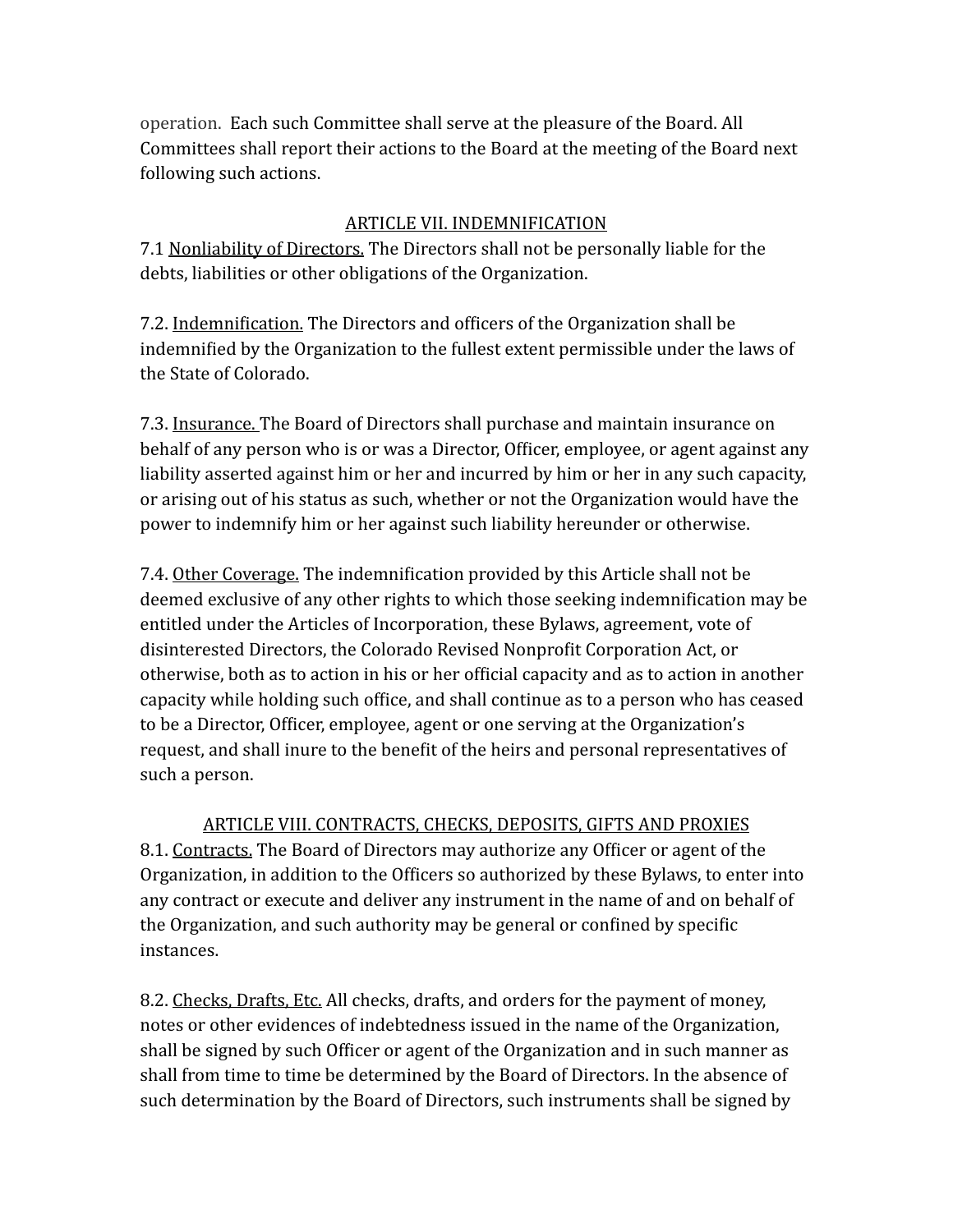operation. Each such Committee shall serve at the pleasure of the Board. All Committees shall report their actions to the Board at the meeting of the Board next following such actions.

## ARTICLE VII. INDEMNIFICATION

7.1 Nonliability of Directors. The Directors shall not be personally liable for the debts, liabilities or other obligations of the Organization.

7.2. Indemnification. The Directors and officers of the Organization shall be indemnified by the Organization to the fullest extent permissible under the laws of the State of Colorado.

7.3. Insurance. The Board of Directors shall purchase and maintain insurance on behalf of any person who is or was a Director, Officer, employee, or agent against any liability asserted against him or her and incurred by him or her in any such capacity, or arising out of his status as such, whether or not the Organization would have the power to indemnify him or her against such liability hereunder or otherwise.

7.4. Other Coverage. The indemnification provided by this Article shall not be deemed exclusive of any other rights to which those seeking indemnification may be entitled under the Articles of Incorporation, these Bylaws, agreement, vote of disinterested Directors, the Colorado Revised Nonprofit Corporation Act, or otherwise, both as to action in his or her official capacity and as to action in another capacity while holding such office, and shall continue as to a person who has ceased to be a Director, Officer, employee, agent or one serving at the Organization's request, and shall inure to the benefit of the heirs and personal representatives of such a person.

## ARTICLE VIII. CONTRACTS, CHECKS, DEPOSITS, GIFTS AND PROXIES

8.1. Contracts. The Board of Directors may authorize any Officer or agent of the Organization, in addition to the Officers so authorized by these Bylaws, to enter into any contract or execute and deliver any instrument in the name of and on behalf of the Organization, and such authority may be general or confined by specific instances.

8.2. Checks, Drafts, Etc. All checks, drafts, and orders for the payment of money, notes or other evidences of indebtedness issued in the name of the Organization, shall be signed by such Officer or agent of the Organization and in such manner as shall from time to time be determined by the Board of Directors. In the absence of such determination by the Board of Directors, such instruments shall be signed by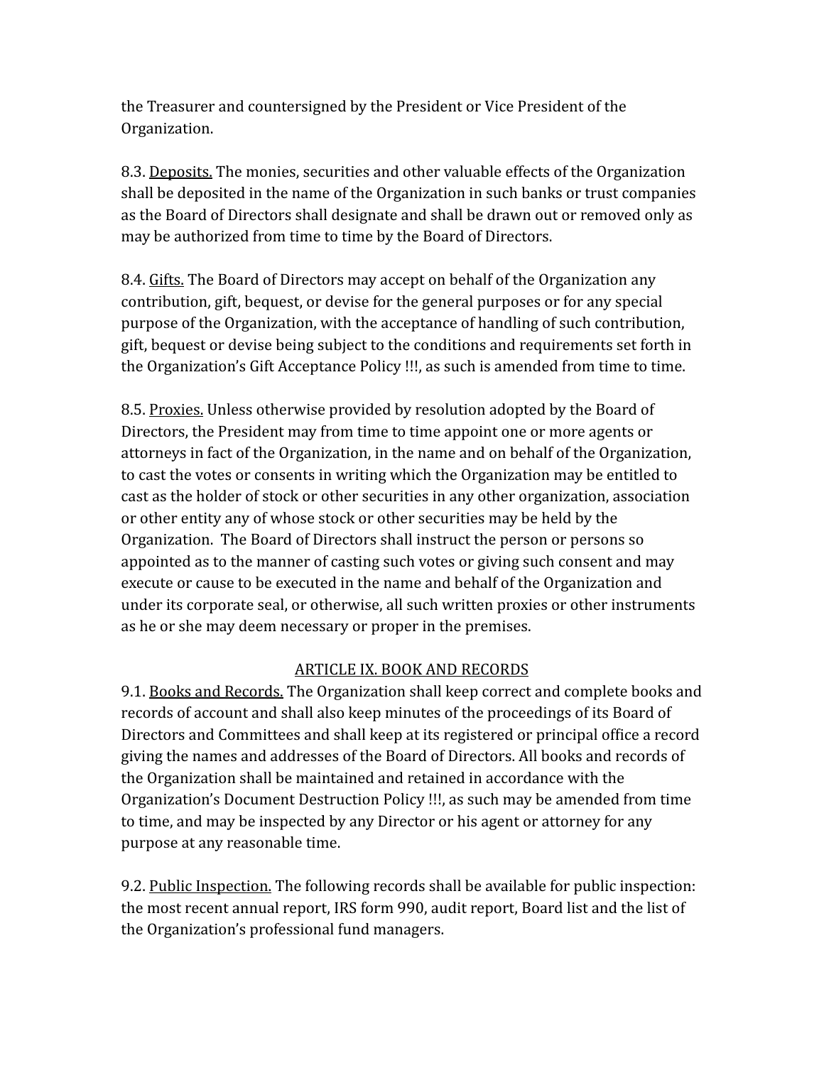the Treasurer and countersigned by the President or Vice President of the Organization.

8.3. <u>Deposits.</u> The monies, securities and other valuable effects of the Organization shall be deposited in the name of the Organization in such banks or trust companies as the Board of Directors shall designate and shall be drawn out or removed only as may be authorized from time to time by the Board of Directors.

8.4. <u>Gifts.</u> The Board of Directors may accept on behalf of the Organization any contribution, gift, bequest, or devise for the general purposes or for any special purpose of the Organization, with the acceptance of handling of such contribution, gift, bequest or devise being subject to the conditions and requirements set forth in the Organization's Gift Acceptance Policy !!!, as such is amended from time to time.

8.5. <u>Proxies.</u> Unless otherwise provided by resolution adopted by the Board of Directors, the President may from time to time appoint one or more agents or attorneys in fact of the Organization, in the name and on behalf of the Organization, to cast the votes or consents in writing which the Organization may be entitled to cast as the holder of stock or other securities in any other organization, association or other entity any of whose stock or other securities may be held by the Organization. The Board of Directors shall instruct the person or persons so appointed as to the manner of casting such votes or giving such consent and may execute or cause to be executed in the name and behalf of the Organization and under its corporate seal, or otherwise, all such written proxies or other instruments as he or she may deem necessary or proper in the premises.

## <u>ARTICLE IX. BOOK AND RECORDS</u>

9.1. <u>Books and Records.</u> The Organization shall keep correct and complete books and records of account and shall also keep minutes of the proceedings of its Board of Directors and Committees and shall keep at its registered or principal office a record giving the names and addresses of the Board of Directors. All books and records of the Organization shall be maintained and retained in accordance with the Organization's Document Destruction Policy !!!, as such may be amended from time to time, and may be inspected by any Director or his agent or attorney for any purpose at any reasonable time.

9.2. <u>Public Inspection.</u> The following records shall be available for public inspection: the most recent annual report, IRS form 990, audit report, Board list and the list of the Organization's professional fund managers.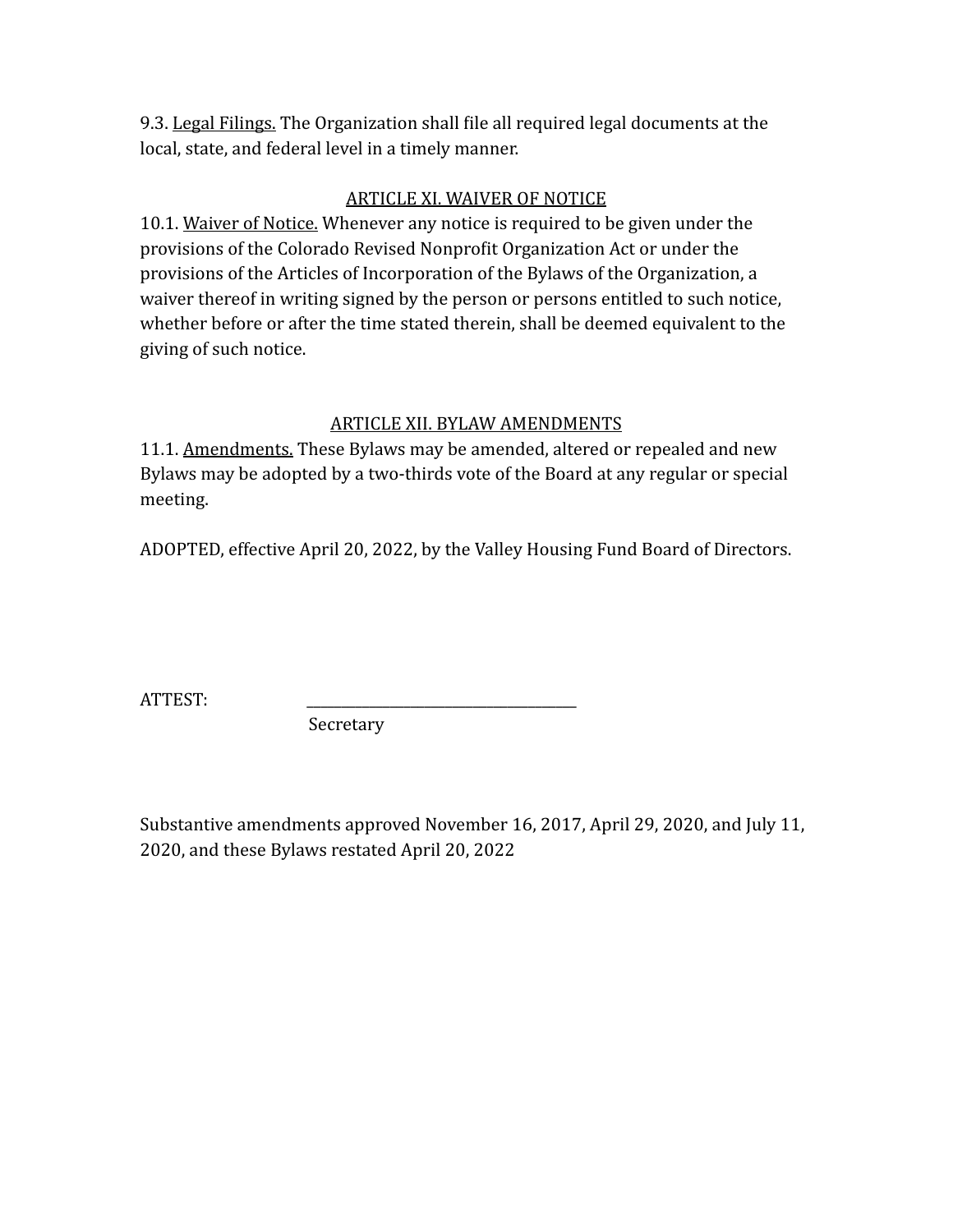9.3. Legal Filings. The Organization shall file all required legal documents at the local, state, and federal level in a timely manner.

## ARTICLE XI. WAIVER OF NOTICE

10.1. Waiver of Notice. Whenever any notice is required to be given under the provisions of the Colorado Revised Nonprofit Organization Act or under the provisions of the Articles of Incorporation of the Bylaws of the Organization, a waiver thereof in writing signed by the person or persons entitled to such notice, whether before or after the time stated therein, shall be deemed equivalent to the giving of such notice.

## ARTICLE XII. BYLAW AMENDMENTS

11.1. Amendments. These Bylaws may be amended, altered or repealed and new Bylaws may be adopted by a two-thirds vote of the Board at any regular or special meeting.

ADOPTED, effective April 20, 2022, by the Valley Housing Fund Board of Directors.

ATTEST: ______________________________
Secretary

Substantive amendments approved November 16, 2017, April 29, 2020, and July 11, 2020, and these Bylaws restated April 20, 2022